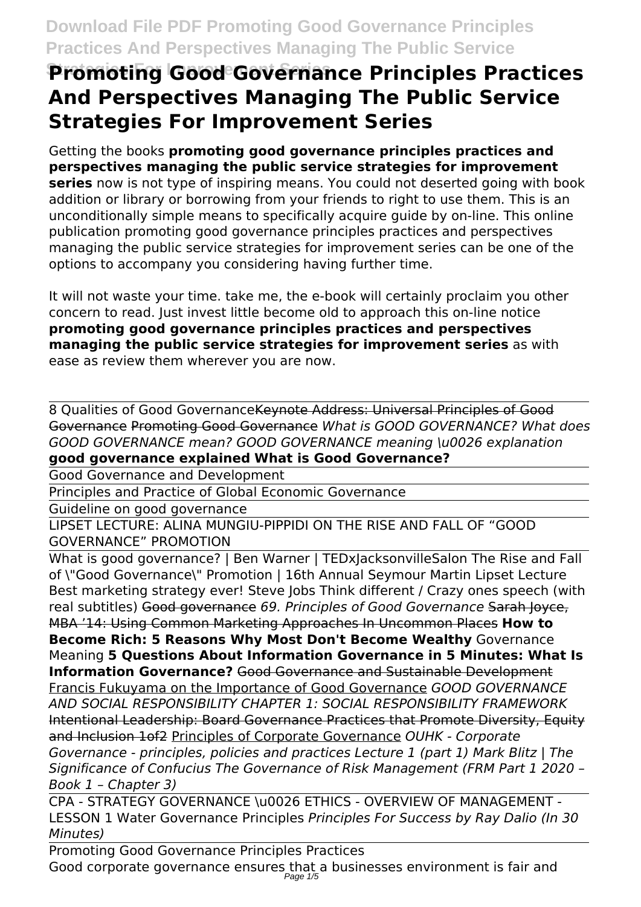# Promoting Good Governance Principles Practices And Perspectives Managing The Public Service Strategies For Improvement Series

Getting the books **promoting good governance principles practices and perspectives managing the public service strategies for improvement series** now is not type of inspiring means. You could not deserted going with book addition or library or borrowing from your friends to right to use them. This is an unconditionally simple means to specifically acquire guide by on-line. This online publication promoting good governance principles practices and perspectives managing the public service strategies for improvement series can be one of the options to accompany you considering having further time.

It will not waste your time. take me, the e-book will certainly proclaim you other concern to read. Just invest little become old to approach this on-line notice **promoting good governance principles practices and perspectives managing the public service strategies for improvement series** as with ease as review them wherever you are now.

8 Qualities of Good Governance Keynote Address: Universal Principles of Good Governance Promoting Good Governance *What is GOOD GOVERNANCE? What does GOOD GOVERNANCE mean? GOOD GOVERNANCE meaning \u0026 explanation* **good governance explained What is Good Governance?**

Good Governance and Development

Principles and Practice of Global Economic Governance

Guideline on good governance

LIPSET LECTURE: ALINA MUNGIU-PIPPIDI ON THE RISE AND FALL OF "GOOD GOVERNANCE" PROMOTION

What is good governance? | Ben Warner | TEDxJacksonvilleSalon The Rise and Fall of \"Good Governance\" Promotion | 16th Annual Seymour Martin Lipset Lecture Best marketing strategy ever! Steve Jobs Think different / Crazy ones speech (with real subtitles) Good governance *69. Principles of Good Governance* Sarah Joyce, MBA '14: Using Common Marketing Approaches In Uncommon Places **How to Become Rich: 5 Reasons Why Most Don't Become Wealthy** Governance Meaning **5 Questions About Information Governance in 5 Minutes: What Is Information Governance?** Good Governance and Sustainable Development Francis Fukuyama on the Importance of Good Governance *GOOD GOVERNANCE AND SOCIAL RESPONSIBILITY CHAPTER 1: SOCIAL RESPONSIBILITY FRAMEWORK* Intentional Leadership: Board Governance Practices that Promote Diversity, Equity and Inclusion 1of2 Principles of Corporate Governance *OUHK - Corporate Governance - principles, policies and practices Lecture 1 (part 1) Mark Blitz | The Significance of Confucius The Governance of Risk Management (FRM Part 1 2020 – Book 1 – Chapter 3)*

CPA - STRATEGY GOVERNANCE \u0026 ETHICS - OVERVIEW OF MANAGEMENT - LESSON 1 Water Governance Principles *Principles For Success by Ray Dalio (In 30 Minutes)*

Promoting Good Governance Principles Practices

Good corporate governance ensures that a businesses environment is fair and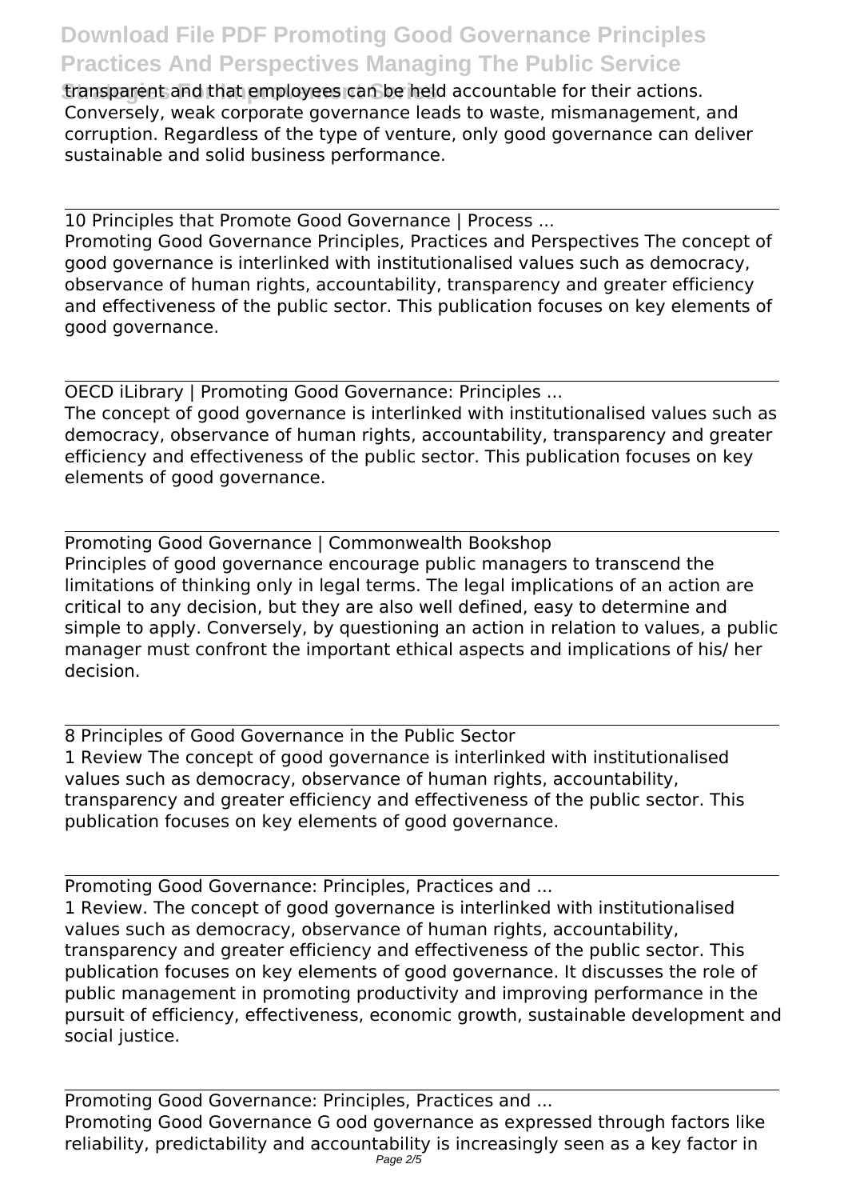transparent and that employees can be held accountable for their actions. Conversely, weak corporate governance leads to waste, mismanagement, and corruption. Regardless of the type of venture, only good governance can deliver sustainable and solid business performance.

---

10 Principles that Promote Good Governance | Process ...

Promoting Good Governance Principles, Practices and Perspectives The concept of good governance is interlinked with institutionalised values such as democracy, observance of human rights, accountability, transparency and greater efficiency and effectiveness of the public sector. This publication focuses on key elements of good governance.

---

OECD iLibrary | Promoting Good Governance: Principles ...

The concept of good governance is interlinked with institutionalised values such as democracy, observance of human rights, accountability, transparency and greater efficiency and effectiveness of the public sector. This publication focuses on key elements of good governance.

---

Promoting Good Governance | Commonwealth Bookshop

Principles of good governance encourage public managers to transcend the limitations of thinking only in legal terms. The legal implications of an action are critical to any decision, but they are also well defined, easy to determine and simple to apply. Conversely, by questioning an action in relation to values, a public manager must confront the important ethical aspects and implications of his/ her decision.

---

8 Principles of Good Governance in the Public Sector

1 Review The concept of good governance is interlinked with institutionalised values such as democracy, observance of human rights, accountability, transparency and greater efficiency and effectiveness of the public sector. This publication focuses on key elements of good governance.

---

Promoting Good Governance: Principles, Practices and ...

1 Review. The concept of good governance is interlinked with institutionalised values such as democracy, observance of human rights, accountability, transparency and greater efficiency and effectiveness of the public sector. This publication focuses on key elements of good governance. It discusses the role of public management in promoting productivity and improving performance in the pursuit of efficiency, effectiveness, economic growth, sustainable development and social justice.

---

Promoting Good Governance: Principles, Practices and ...

Promoting Good Governance G ood governance as expressed through factors like reliability, predictability and accountability is increasingly seen as a key factor in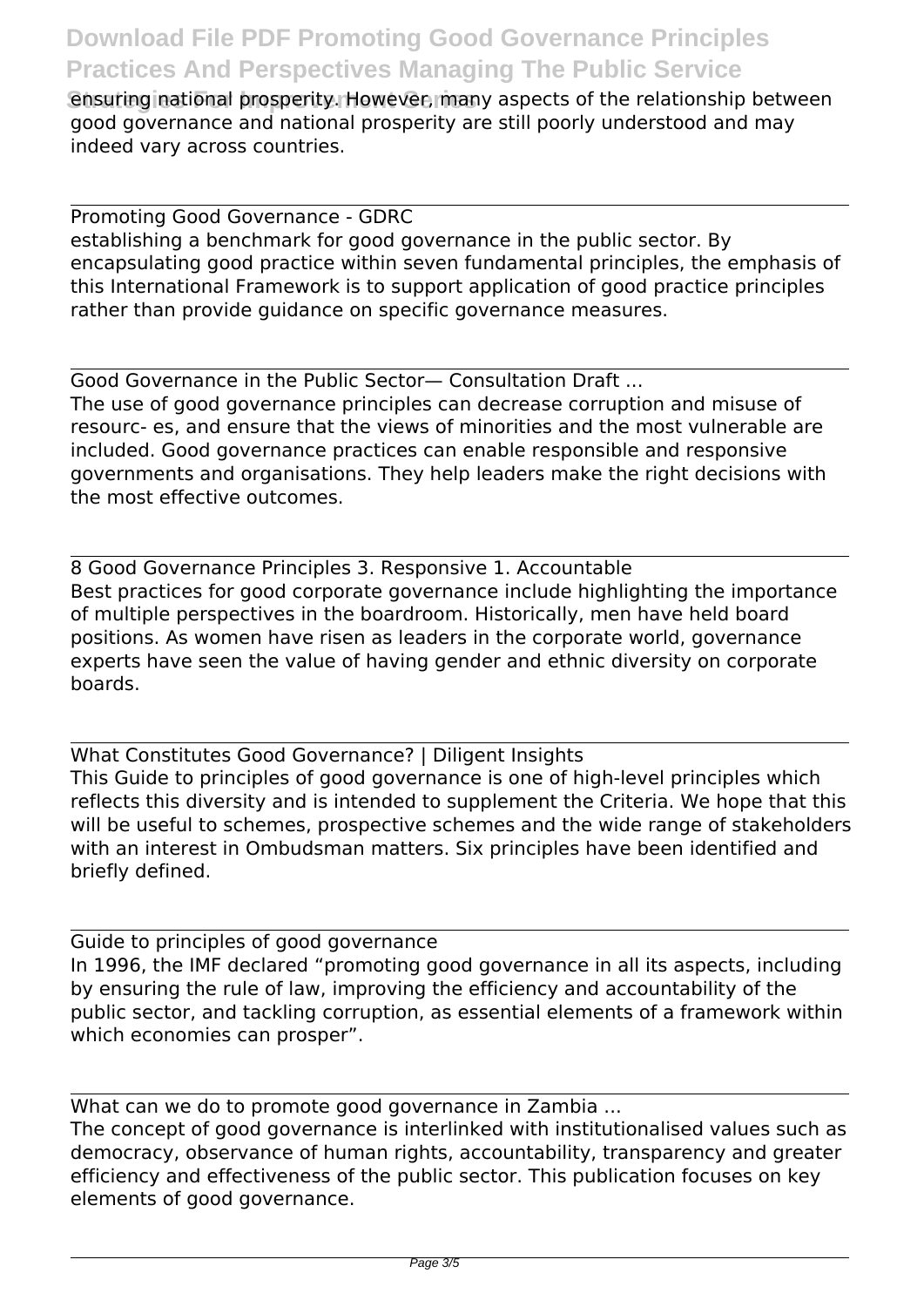ensuring national prosperity. However, many aspects of the relationship between good governance and national prosperity are still poorly understood and may indeed vary across countries.

Promoting Good Governance - GDRC

establishing a benchmark for good governance in the public sector. By encapsulating good practice within seven fundamental principles, the emphasis of this International Framework is to support application of good practice principles rather than provide guidance on specific governance measures.

Good Governance in the Public Sector— Consultation Draft ...

The use of good governance principles can decrease corruption and misuse of resourc- es, and ensure that the views of minorities and the most vulnerable are included. Good governance practices can enable responsible and responsive governments and organisations. They help leaders make the right decisions with the most effective outcomes.

8 Good Governance Principles 3. Responsive 1. Accountable

Best practices for good corporate governance include highlighting the importance of multiple perspectives in the boardroom. Historically, men have held board positions. As women have risen as leaders in the corporate world, governance experts have seen the value of having gender and ethnic diversity on corporate boards.

What Constitutes Good Governance? | Diligent Insights

This Guide to principles of good governance is one of high-level principles which reflects this diversity and is intended to supplement the Criteria. We hope that this will be useful to schemes, prospective schemes and the wide range of stakeholders with an interest in Ombudsman matters. Six principles have been identified and briefly defined.

Guide to principles of good governance

In 1996, the IMF declared "promoting good governance in all its aspects, including by ensuring the rule of law, improving the efficiency and accountability of the public sector, and tackling corruption, as essential elements of a framework within which economies can prosper".

What can we do to promote good governance in Zambia ...

The concept of good governance is interlinked with institutionalised values such as democracy, observance of human rights, accountability, transparency and greater efficiency and effectiveness of the public sector. This publication focuses on key elements of good governance.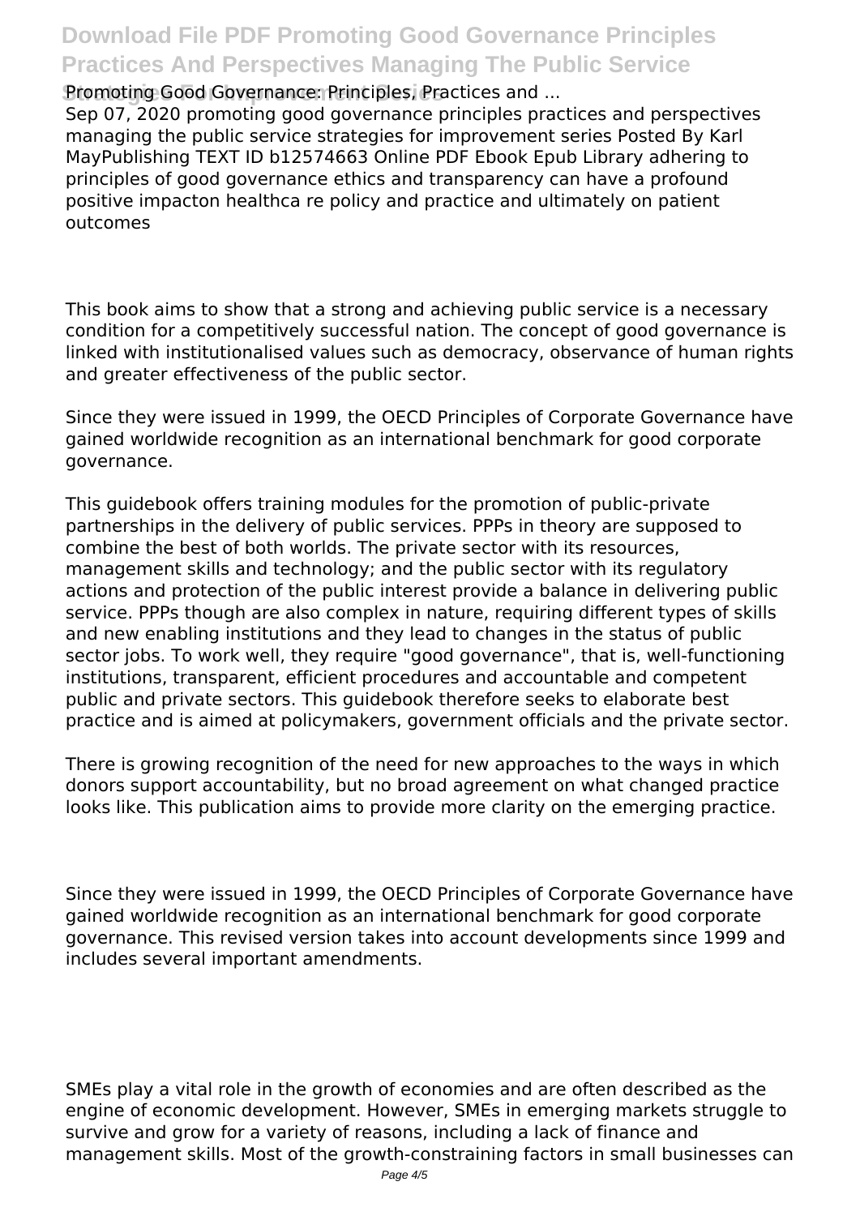**Promoting Good Governance: Principles, Practices and ...**

Sep 07, 2020 promoting good governance principles practices and perspectives managing the public service strategies for improvement series Posted By Karl MayPublishing TEXT ID b12574663 Online PDF Ebook Epub Library adhering to principles of good governance ethics and transparency can have a profound positive impacton healthca re policy and practice and ultimately on patient outcomes

This book aims to show that a strong and achieving public service is a necessary condition for a competitively successful nation. The concept of good governance is linked with institutionalised values such as democracy, observance of human rights and greater effectiveness of the public sector.

Since they were issued in 1999, the OECD Principles of Corporate Governance have gained worldwide recognition as an international benchmark for good corporate governance.

This guidebook offers training modules for the promotion of public-private partnerships in the delivery of public services. PPPs in theory are supposed to combine the best of both worlds. The private sector with its resources, management skills and technology; and the public sector with its regulatory actions and protection of the public interest provide a balance in delivering public service. PPPs though are also complex in nature, requiring different types of skills and new enabling institutions and they lead to changes in the status of public sector jobs. To work well, they require "good governance", that is, well-functioning institutions, transparent, efficient procedures and accountable and competent public and private sectors. This guidebook therefore seeks to elaborate best practice and is aimed at policymakers, government officials and the private sector.

There is growing recognition of the need for new approaches to the ways in which donors support accountability, but no broad agreement on what changed practice looks like. This publication aims to provide more clarity on the emerging practice.

Since they were issued in 1999, the OECD Principles of Corporate Governance have gained worldwide recognition as an international benchmark for good corporate governance. This revised version takes into account developments since 1999 and includes several important amendments.

SMEs play a vital role in the growth of economies and are often described as the engine of economic development. However, SMEs in emerging markets struggle to survive and grow for a variety of reasons, including a lack of finance and management skills. Most of the growth-constraining factors in small businesses can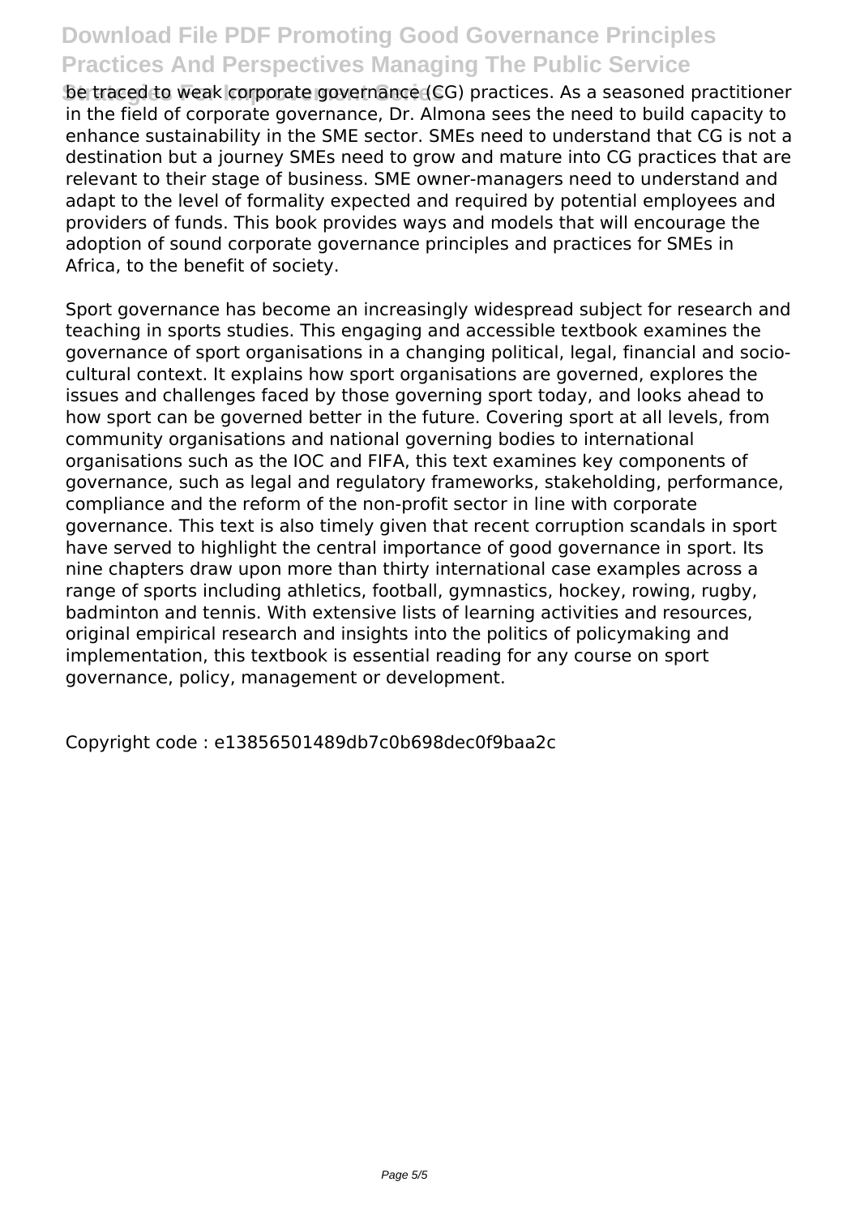be traced to weak corporate governance (CG) practices. As a seasoned practitioner in the field of corporate governance, Dr. Almona sees the need to build capacity to enhance sustainability in the SME sector. SMEs need to understand that CG is not a destination but a journey SMEs need to grow and mature into CG practices that are relevant to their stage of business. SME owner-managers need to understand and adapt to the level of formality expected and required by potential employees and providers of funds. This book provides ways and models that will encourage the adoption of sound corporate governance principles and practices for SMEs in Africa, to the benefit of society.

Sport governance has become an increasingly widespread subject for research and teaching in sports studies. This engaging and accessible textbook examines the governance of sport organisations in a changing political, legal, financial and socio-cultural context. It explains how sport organisations are governed, explores the issues and challenges faced by those governing sport today, and looks ahead to how sport can be governed better in the future. Covering sport at all levels, from community organisations and national governing bodies to international organisations such as the IOC and FIFA, this text examines key components of governance, such as legal and regulatory frameworks, stakeholding, performance, compliance and the reform of the non-profit sector in line with corporate governance. This text is also timely given that recent corruption scandals in sport have served to highlight the central importance of good governance in sport. Its nine chapters draw upon more than thirty international case examples across a range of sports including athletics, football, gymnastics, hockey, rowing, rugby, badminton and tennis. With extensive lists of learning activities and resources, original empirical research and insights into the politics of policymaking and implementation, this textbook is essential reading for any course on sport governance, policy, management or development.

Copyright code : e13856501489db7c0b698dec0f9baa2c